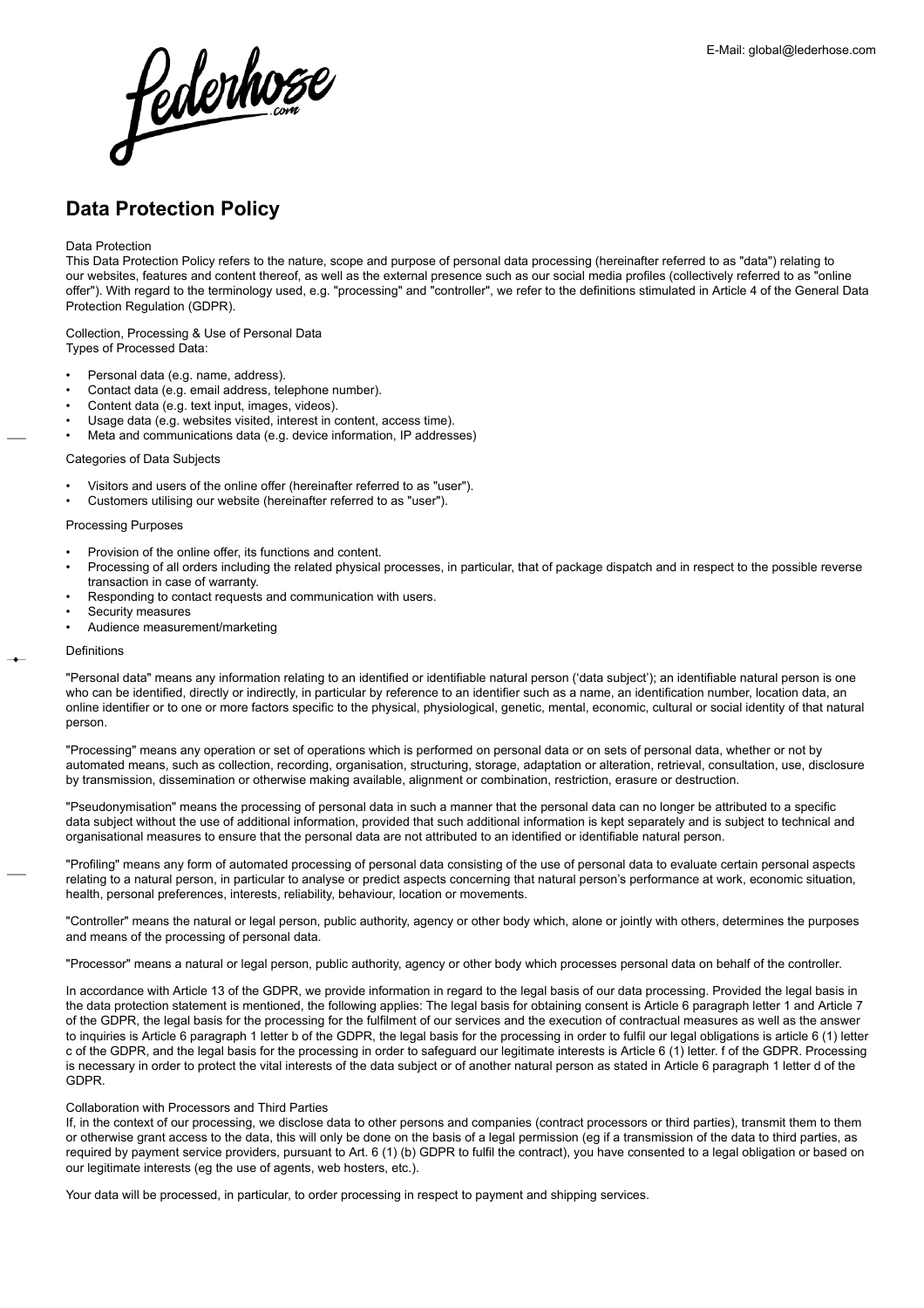E-Mail: global@lederhose.com

# Data Protection Policy

Data Protection

This Data Protection Policy refers to the nature, scope and purpose of personal data processing (hereinafter referred to as "data") relating to our websites, features and content thereof, as well as the external presence such as our social media profiles (collectively referred to as "online offer"). With regard to the terminology used, e.g. "processing" and "controller", we refer to the definitions stimulated in Article 4 of the General Data Protection Regulation (GDPR).

Collection, Processing & Use of Personal Data
Types of Processed Data:

- Personal data (e.g. name, address).
- Contact data (e.g. email address, telephone number).
- Content data (e.g. text input, images, videos).
- Usage data (e.g. websites visited, interest in content, access time).
- Meta and communications data (e.g. device information, IP addresses)

Categories of Data Subjects

- Visitors and users of the online offer (hereinafter referred to as "user").
- Customers utilising our website (hereinafter referred to as "user").

Processing Purposes

- Provision of the online offer, its functions and content.
- Processing of all orders including the related physical processes, in particular, that of package dispatch and in respect to the possible reverse transaction in case of warranty.
- Responding to contact requests and communication with users.
- Security measures
- Audience measurement/marketing

Definitions

"Personal data" means any information relating to an identified or identifiable natural person ('data subject'); an identifiable natural person is one who can be identified, directly or indirectly, in particular by reference to an identifier such as a name, an identification number, location data, an online identifier or to one or more factors specific to the physical, physiological, genetic, mental, economic, cultural or social identity of that natural person.

"Processing" means any operation or set of operations which is performed on personal data or on sets of personal data, whether or not by automated means, such as collection, recording, organisation, structuring, storage, adaptation or alteration, retrieval, consultation, use, disclosure by transmission, dissemination or otherwise making available, alignment or combination, restriction, erasure or destruction.

"Pseudonymisation" means the processing of personal data in such a manner that the personal data can no longer be attributed to a specific data subject without the use of additional information, provided that such additional information is kept separately and is subject to technical and organisational measures to ensure that the personal data are not attributed to an identified or identifiable natural person.

"Profiling" means any form of automated processing of personal data consisting of the use of personal data to evaluate certain personal aspects relating to a natural person, in particular to analyse or predict aspects concerning that natural person's performance at work, economic situation, health, personal preferences, interests, reliability, behaviour, location or movements.

"Controller" means the natural or legal person, public authority, agency or other body which, alone or jointly with others, determines the purposes and means of the processing of personal data.

"Processor" means a natural or legal person, public authority, agency or other body which processes personal data on behalf of the controller.

In accordance with Article 13 of the GDPR, we provide information in regard to the legal basis of our data processing. Provided the legal basis in the data protection statement is mentioned, the following applies: The legal basis for obtaining consent is Article 6 paragraph letter 1 and Article 7 of the GDPR, the legal basis for the processing for the fulfilment of our services and the execution of contractual measures as well as the answer to inquiries is Article 6 paragraph 1 letter b of the GDPR, the legal basis for the processing in order to fulfil our legal obligations is article 6 (1) letter c of the GDPR, and the legal basis for the processing in order to safeguard our legitimate interests is Article 6 (1) letter. f of the GDPR. Processing is necessary in order to protect the vital interests of the data subject or of another natural person as stated in Article 6 paragraph 1 letter d of the GDPR.

Collaboration with Processors and Third Parties

If, in the context of our processing, we disclose data to other persons and companies (contract processors or third parties), transmit them to them or otherwise grant access to the data, this will only be done on the basis of a legal permission (eg if a transmission of the data to third parties, as required by payment service providers, pursuant to Art. 6 (1) (b) GDPR to fulfil the contract), you have consented to a legal obligation or based on our legitimate interests (eg the use of agents, web hosters, etc.).

Your data will be processed, in particular, to order processing in respect to payment and shipping services.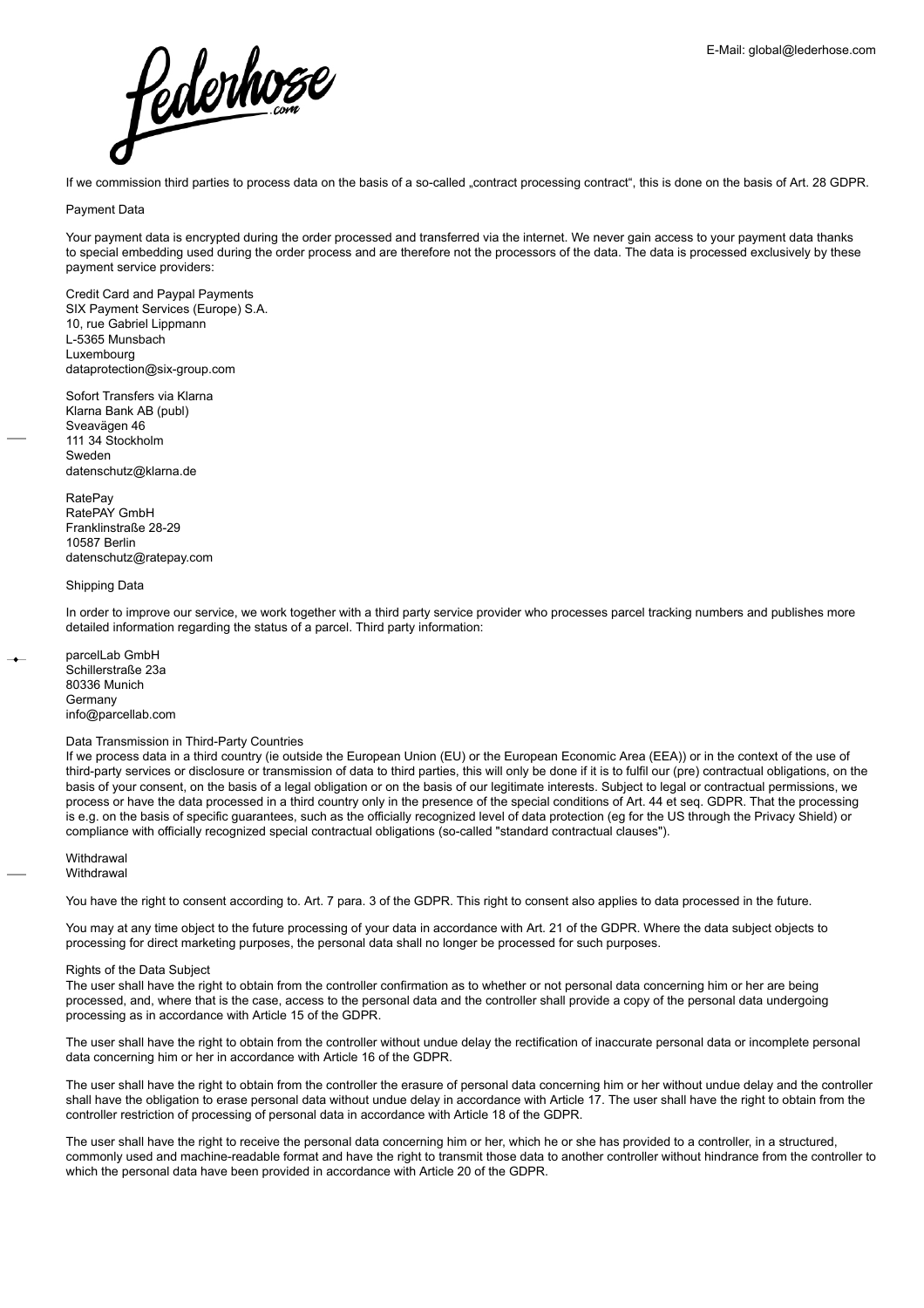If we commission third parties to process data on the basis of a so-called „contract processing contract", this is done on the basis of Art. 28 GDPR.

## Payment Data

Your payment data is encrypted during the order processed and transferred via the internet. We never gain access to your payment data thanks to special embedding used during the order process and are therefore not the processors of the data. The data is processed exclusively by these payment service providers:

Credit Card and Paypal Payments
SIX Payment Services (Europe) S.A.
10, rue Gabriel Lippmann
L-5365 Munsbach
Luxembourg
dataprotection@six-group.com

Sofort Transfers via Klarna
Klarna Bank AB (publ)
Sveavägen 46
111 34 Stockholm
Sweden
datenschutz@klarna.de

RatePay
RatePAY GmbH
Franklinstraße 28-29
10587 Berlin
datenschutz@ratepay.com

## Shipping Data

In order to improve our service, we work together with a third party service provider who processes parcel tracking numbers and publishes more detailed information regarding the status of a parcel. Third party information:

parcelLab GmbH
Schillerstraße 23a
80336 Munich
Germany
info@parcellab.com

## Data Transmission in Third-Party Countries

If we process data in a third country (ie outside the European Union (EU) or the European Economic Area (EEA)) or in the context of the use of third-party services or disclosure or transmission of data to third parties, this will only be done if it is to fulfil our (pre) contractual obligations, on the basis of your consent, on the basis of a legal obligation or on the basis of our legitimate interests. Subject to legal or contractual permissions, we process or have the data processed in a third country only in the presence of the special conditions of Art. 44 et seq. GDPR. That the processing is e.g. on the basis of specific guarantees, such as the officially recognized level of data protection (eg for the US through the Privacy Shield) or compliance with officially recognized special contractual obligations (so-called "standard contractual clauses").

## Withdrawal

Withdrawal

You have the right to consent according to. Art. 7 para. 3 of the GDPR. This right to consent also applies to data processed in the future.

You may at any time object to the future processing of your data in accordance with Art. 21 of the GDPR. Where the data subject objects to processing for direct marketing purposes, the personal data shall no longer be processed for such purposes.

## Rights of the Data Subject

The user shall have the right to obtain from the controller confirmation as to whether or not personal data concerning him or her are being processed, and, where that is the case, access to the personal data and the controller shall provide a copy of the personal data undergoing processing as in accordance with Article 15 of the GDPR.

The user shall have the right to obtain from the controller without undue delay the rectification of inaccurate personal data or incomplete personal data concerning him or her in accordance with Article 16 of the GDPR.

The user shall have the right to obtain from the controller the erasure of personal data concerning him or her without undue delay and the controller shall have the obligation to erase personal data without undue delay in accordance with Article 17. The user shall have the right to obtain from the controller restriction of processing of personal data in accordance with Article 18 of the GDPR.

The user shall have the right to receive the personal data concerning him or her, which he or she has provided to a controller, in a structured, commonly used and machine-readable format and have the right to transmit those data to another controller without hindrance from the controller to which the personal data have been provided in accordance with Article 20 of the GDPR.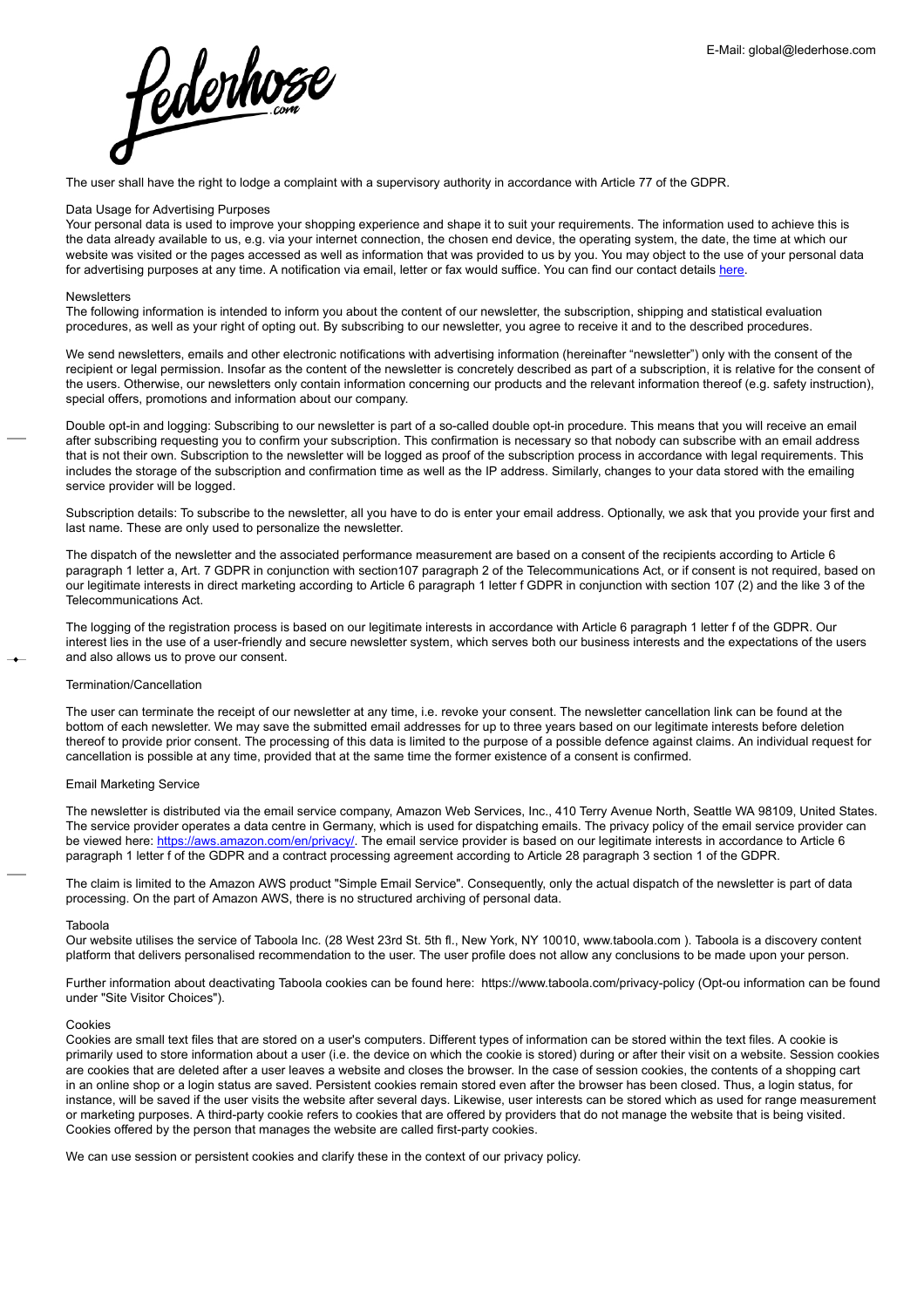The user shall have the right to lodge a complaint with a supervisory authority in accordance with Article 77 of the GDPR.

### Data Usage for Advertising Purposes

Your personal data is used to improve your shopping experience and shape it to suit your requirements. The information used to achieve this is the data already available to us, e.g. via your internet connection, the chosen end device, the operating system, the date, the time at which our website was visited or the pages accessed as well as information that was provided to us by you. You may object to the use of your personal data for advertising purposes at any time. A notification via email, letter or fax would suffice. You can find our contact details here.

### Newsletters

The following information is intended to inform you about the content of our newsletter, the subscription, shipping and statistical evaluation procedures, as well as your right of opting out. By subscribing to our newsletter, you agree to receive it and to the described procedures.

We send newsletters, emails and other electronic notifications with advertising information (hereinafter “newsletter”) only with the consent of the recipient or legal permission. Insofar as the content of the newsletter is concretely described as part of a subscription, it is relative for the consent of the users. Otherwise, our newsletters only contain information concerning our products and the relevant information thereof (e.g. safety instruction), special offers, promotions and information about our company.

Double opt-in and logging: Subscribing to our newsletter is part of a so-called double opt-in procedure. This means that you will receive an email after subscribing requesting you to confirm your subscription. This confirmation is necessary so that nobody can subscribe with an email address that is not their own. Subscription to the newsletter will be logged as proof of the subscription process in accordance with legal requirements. This includes the storage of the subscription and confirmation time as well as the IP address. Similarly, changes to your data stored with the emailing service provider will be logged.

Subscription details: To subscribe to the newsletter, all you have to do is enter your email address. Optionally, we ask that you provide your first and last name. These are only used to personalize the newsletter.

The dispatch of the newsletter and the associated performance measurement are based on a consent of the recipients according to Article 6 paragraph 1 letter a, Art. 7 GDPR in conjunction with section107 paragraph 2 of the Telecommunications Act, or if consent is not required, based on our legitimate interests in direct marketing according to Article 6 paragraph 1 letter f GDPR in conjunction with section 107 (2) and the like 3 of the Telecommunications Act.

The logging of the registration process is based on our legitimate interests in accordance with Article 6 paragraph 1 letter f of the GDPR. Our interest lies in the use of a user-friendly and secure newsletter system, which serves both our business interests and the expectations of the users and also allows us to prove our consent.

### Termination/Cancellation

The user can terminate the receipt of our newsletter at any time, i.e. revoke your consent. The newsletter cancellation link can be found at the bottom of each newsletter. We may save the submitted email addresses for up to three years based on our legitimate interests before deletion thereof to provide prior consent. The processing of this data is limited to the purpose of a possible defence against claims. An individual request for cancellation is possible at any time, provided that at the same time the former existence of a consent is confirmed.

### Email Marketing Service

The newsletter is distributed via the email service company, Amazon Web Services, Inc., 410 Terry Avenue North, Seattle WA 98109, United States. The service provider operates a data centre in Germany, which is used for dispatching emails. The privacy policy of the email service provider can be viewed here: https://aws.amazon.com/en/privacy/. The email service provider is based on our legitimate interests in accordance to Article 6 paragraph 1 letter f of the GDPR and a contract processing agreement according to Article 28 paragraph 3 section 1 of the GDPR.

The claim is limited to the Amazon AWS product "Simple Email Service". Consequently, only the actual dispatch of the newsletter is part of data processing. On the part of Amazon AWS, there is no structured archiving of personal data.

### Taboola

Our website utilises the service of Taboola Inc. (28 West 23rd St. 5th fl., New York, NY 10010, www.taboola.com ). Taboola is a discovery content platform that delivers personalised recommendation to the user. The user profile does not allow any conclusions to be made upon your person.

Further information about deactivating Taboola cookies can be found here: https://www.taboola.com/privacy-policy (Opt-ou information can be found under "Site Visitor Choices").

### Cookies

Cookies are small text files that are stored on a user's computers. Different types of information can be stored within the text files. A cookie is primarily used to store information about a user (i.e. the device on which the cookie is stored) during or after their visit on a website. Session cookies are cookies that are deleted after a user leaves a website and closes the browser. In the case of session cookies, the contents of a shopping cart in an online shop or a login status are saved. Persistent cookies remain stored even after the browser has been closed. Thus, a login status, for instance, will be saved if the user visits the website after several days. Likewise, user interests can be stored which as used for range measurement or marketing purposes. A third-party cookie refers to cookies that are offered by providers that do not manage the website that is being visited. Cookies offered by the person that manages the website are called first-party cookies.

We can use session or persistent cookies and clarify these in the context of our privacy policy.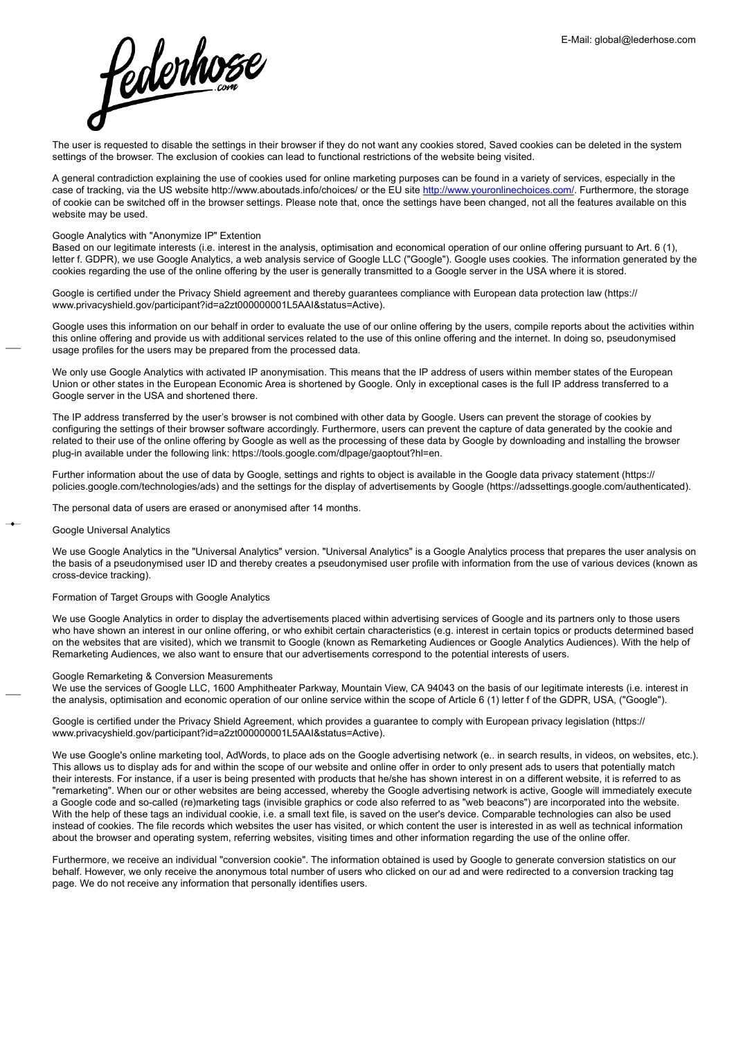The user is requested to disable the settings in their browser if they do not want any cookies stored, Saved cookies can be deleted in the system settings of the browser. The exclusion of cookies can lead to functional restrictions of the website being visited.

A general contradiction explaining the use of cookies used for online marketing purposes can be found in a variety of services, especially in the case of tracking, via the US website http://www.aboutads.info/choices/ or the EU site http://www.youronlinechoices.com/. Furthermore, the storage of cookie can be switched off in the browser settings. Please note that, once the settings have been changed, not all the features available on this website may be used.

Google Analytics with "Anonymize IP" Extention

Based on our legitimate interests (i.e. interest in the analysis, optimisation and economical operation of our online offering pursuant to Art. 6 (1), letter f. GDPR), we use Google Analytics, a web analysis service of Google LLC ("Google"). Google uses cookies. The information generated by the cookies regarding the use of the online offering by the user is generally transmitted to a Google server in the USA where it is stored.

Google is certified under the Privacy Shield agreement and thereby guarantees compliance with European data protection law (https://www.privacyshield.gov/participant?id=a2zt000000001L5AAI&status=Active).

Google uses this information on our behalf in order to evaluate the use of our online offering by the users, compile reports about the activities within this online offering and provide us with additional services related to the use of this online offering and the internet. In doing so, pseudonymised usage profiles for the users may be prepared from the processed data.

We only use Google Analytics with activated IP anonymisation. This means that the IP address of users within member states of the European Union or other states in the European Economic Area is shortened by Google. Only in exceptional cases is the full IP address transferred to a Google server in the USA and shortened there.

The IP address transferred by the user's browser is not combined with other data by Google. Users can prevent the storage of cookies by configuring the settings of their browser software accordingly. Furthermore, users can prevent the capture of data generated by the cookie and related to their use of the online offering by Google as well as the processing of these data by Google by downloading and installing the browser plug-in available under the following link: https://tools.google.com/dlpage/gaoptout?hl=en.

Further information about the use of data by Google, settings and rights to object is available in the Google data privacy statement (https://policies.google.com/technologies/ads) and the settings for the display of advertisements by Google (https://adssettings.google.com/authenticated).

The personal data of users are erased or anonymised after 14 months.

Google Universal Analytics

We use Google Analytics in the "Universal Analytics" version. "Universal Analytics" is a Google Analytics process that prepares the user analysis on the basis of a pseudonymised user ID and thereby creates a pseudonymised user profile with information from the use of various devices (known as cross-device tracking).

Formation of Target Groups with Google Analytics

We use Google Analytics in order to display the advertisements placed within advertising services of Google and its partners only to those users who have shown an interest in our online offering, or who exhibit certain characteristics (e.g. interest in certain topics or products determined based on the websites that are visited), which we transmit to Google (known as Remarketing Audiences or Google Analytics Audiences). With the help of Remarketing Audiences, we also want to ensure that our advertisements correspond to the potential interests of users.

Google Remarketing & Conversion Measurements

We use the services of Google LLC, 1600 Amphitheater Parkway, Mountain View, CA 94043 on the basis of our legitimate interests (i.e. interest in the analysis, optimisation and economic operation of our online service within the scope of Article 6 (1) letter f of the GDPR, USA, ("Google").

Google is certified under the Privacy Shield Agreement, which provides a guarantee to comply with European privacy legislation (https://www.privacyshield.gov/participant?id=a2zt000000001L5AAI&status=Active).

We use Google's online marketing tool, AdWords, to place ads on the Google advertising network (e.. in search results, in videos, on websites, etc.). This allows us to display ads for and within the scope of our website and online offer in order to only present ads to users that potentially match their interests. For instance, if a user is being presented with products that he/she has shown interest in on a different website, it is referred to as "remarketing". When our or other websites are being accessed, whereby the Google advertising network is active, Google will immediately execute a Google code and so-called (re)marketing tags (invisible graphics or code also referred to as "web beacons") are incorporated into the website. With the help of these tags an individual cookie, i.e. a small text file, is saved on the user's device. Comparable technologies can also be used instead of cookies. The file records which websites the user has visited, or which content the user is interested in as well as technical information about the browser and operating system, referring websites, visiting times and other information regarding the use of the online offer.

Furthermore, we receive an individual "conversion cookie". The information obtained is used by Google to generate conversion statistics on our behalf. However, we only receive the anonymous total number of users who clicked on our ad and were redirected to a conversion tracking tag page. We do not receive any information that personally identifies users.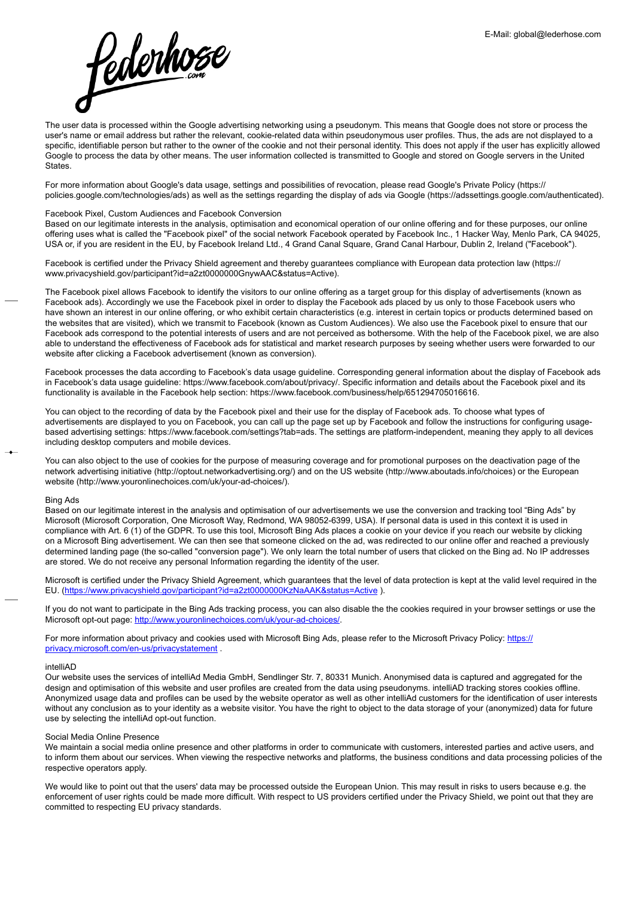The user data is processed within the Google advertising networking using a pseudonym. This means that Google does not store or process the user's name or email address but rather the relevant, cookie-related data within pseudonymous user profiles. Thus, the ads are not displayed to a specific, identifiable person but rather to the owner of the cookie and not their personal identity. This does not apply if the user has explicitly allowed Google to process the data by other means. The user information collected is transmitted to Google and stored on Google servers in the United States.

For more information about Google's data usage, settings and possibilities of revocation, please read Google's Private Policy (https://policies.google.com/technologies/ads) as well as the settings regarding the display of ads via Google (https://adssettings.google.com/authenticated).

Facebook Pixel, Custom Audiences and Facebook Conversion
Based on our legitimate interests in the analysis, optimisation and economical operation of our online offering and for these purposes, our online offering uses what is called the "Facebook pixel" of the social network Facebook operated by Facebook Inc., 1 Hacker Way, Menlo Park, CA 94025, USA or, if you are resident in the EU, by Facebook Ireland Ltd., 4 Grand Canal Square, Grand Canal Harbour, Dublin 2, Ireland ("Facebook").

Facebook is certified under the Privacy Shield agreement and thereby guarantees compliance with European data protection law (https://www.privacyshield.gov/participant?id=a2zt0000000GnywAAC&status=Active).

The Facebook pixel allows Facebook to identify the visitors to our online offering as a target group for this display of advertisements (known as Facebook ads). Accordingly we use the Facebook pixel in order to display the Facebook ads placed by us only to those Facebook users who have shown an interest in our online offering, or who exhibit certain characteristics (e.g. interest in certain topics or products determined based on the websites that are visited), which we transmit to Facebook (known as Custom Audiences). We also use the Facebook pixel to ensure that our Facebook ads correspond to the potential interests of users and are not perceived as bothersome. With the help of the Facebook pixel, we are also able to understand the effectiveness of Facebook ads for statistical and market research purposes by seeing whether users were forwarded to our website after clicking a Facebook advertisement (known as conversion).

Facebook processes the data according to Facebook's data usage guideline. Corresponding general information about the display of Facebook ads in Facebook's data usage guideline: https://www.facebook.com/about/privacy/. Specific information and details about the Facebook pixel and its functionality is available in the Facebook help section: https://www.facebook.com/business/help/651294705016616.

You can object to the recording of data by the Facebook pixel and their use for the display of Facebook ads. To choose what types of advertisements are displayed to you on Facebook, you can call up the page set up by Facebook and follow the instructions for configuring usage-based advertising settings: https://www.facebook.com/settings?tab=ads. The settings are platform-independent, meaning they apply to all devices including desktop computers and mobile devices.

You can also object to the use of cookies for the purpose of measuring coverage and for promotional purposes on the deactivation page of the network advertising initiative (http://optout.networkadvertising.org/) and on the US website (http://www.aboutads.info/choices) or the European website (http://www.youronlinechoices.com/uk/your-ad-choices/).

Bing Ads
Based on our legitimate interest in the analysis and optimisation of our advertisements we use the conversion and tracking tool "Bing Ads" by Microsoft (Microsoft Corporation, One Microsoft Way, Redmond, WA 98052-6399, USA). If personal data is used in this context it is used in compliance with Art. 6 (1) of the GDPR. To use this tool, Microsoft Bing Ads places a cookie on your device if you reach our website by clicking on a Microsoft Bing advertisement. We can then see that someone clicked on the ad, was redirected to our online offer and reached a previously determined landing page (the so-called "conversion page"). We only learn the total number of users that clicked on the Bing ad. No IP addresses are stored. We do not receive any personal Information regarding the identity of the user.

Microsoft is certified under the Privacy Shield Agreement, which guarantees that the level of data protection is kept at the valid level required in the EU. ([https://www.privacyshield.gov/participant?id=a2zt0000000KzNaAAK&status=Active](https://www.privacyshield.gov/participant?id=a2zt0000000KzNaAAK&status=Active) ).

If you do not want to participate in the Bing Ads tracking process, you can also disable the the cookies required in your browser settings or use the Microsoft opt-out page: [http://www.youronlinechoices.com/uk/your-ad-choices/](http://www.youronlinechoices.com/uk/your-ad-choices/).

For more information about privacy and cookies used with Microsoft Bing Ads, please refer to the Microsoft Privacy Policy: [https://privacy.microsoft.com/en-us/privacystatement](https://privacy.microsoft.com/en-us/privacystatement) .

intelliAD
Our website uses the services of intelliAd Media GmbH, Sendlinger Str. 7, 80331 Munich. Anonymised data is captured and aggregated for the design and optimisation of this website and user profiles are created from the data using pseudonyms. intelliAD tracking stores cookies offline. Anonymized usage data and profiles can be used by the website operator as well as other intelliAd customers for the identification of user interests without any conclusion as to your identity as a website visitor. You have the right to object to the data storage of your (anonymized) data for future use by selecting the intelliAd opt-out function.

Social Media Online Presence
We maintain a social media online presence and other platforms in order to communicate with customers, interested parties and active users, and to inform them about our services. When viewing the respective networks and platforms, the business conditions and data processing policies of the respective operators apply.

We would like to point out that the users' data may be processed outside the European Union. This may result in risks to users because e.g. the enforcement of user rights could be made more difficult. With respect to US providers certified under the Privacy Shield, we point out that they are committed to respecting EU privacy standards.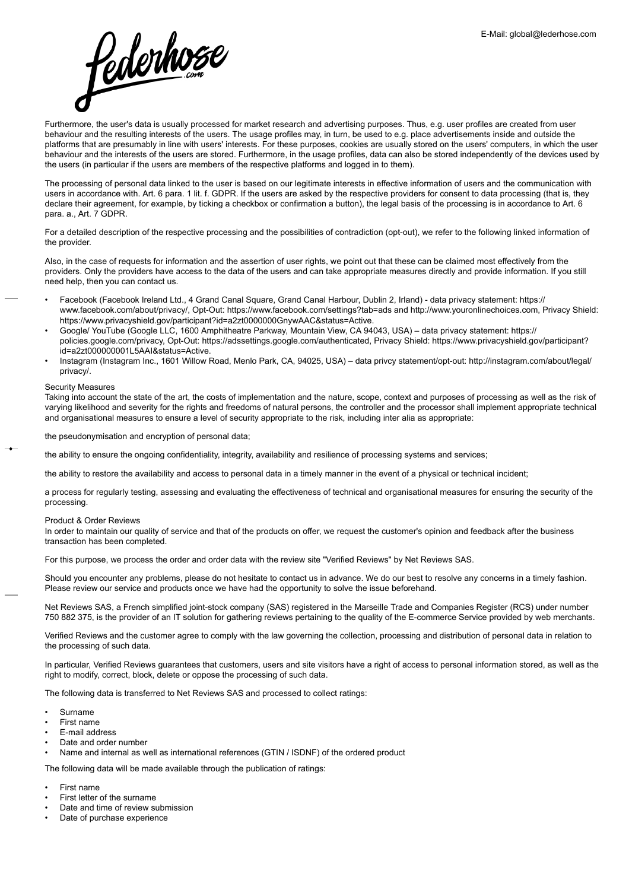Furthermore, the user's data is usually processed for market research and advertising purposes. Thus, e.g. user profiles are created from user behaviour and the resulting interests of the users. The usage profiles may, in turn, be used to e.g. place advertisements inside and outside the platforms that are presumably in line with users' interests. For these purposes, cookies are usually stored on the users' computers, in which the user behaviour and the interests of the users are stored. Furthermore, in the usage profiles, data can also be stored independently of the devices used by the users (in particular if the users are members of the respective platforms and logged in to them).

The processing of personal data linked to the user is based on our legitimate interests in effective information of users and the communication with users in accordance with. Art. 6 para. 1 lit. f. GDPR. If the users are asked by the respective providers for consent to data processing (that is, they declare their agreement, for example, by ticking a checkbox or confirmation a button), the legal basis of the processing is in accordance to Art. 6 para. a., Art. 7 GDPR.

For a detailed description of the respective processing and the possibilities of contradiction (opt-out), we refer to the following linked information of the provider.

Also, in the case of requests for information and the assertion of user rights, we point out that these can be claimed most effectively from the providers. Only the providers have access to the data of the users and can take appropriate measures directly and provide information. If you still need help, then you can contact us.

- Facebook (Facebook Ireland Ltd., 4 Grand Canal Square, Grand Canal Harbour, Dublin 2, Irland) - data privacy statement: https://www.facebook.com/about/privacy/, Opt-Out: https://www.facebook.com/settings?tab=ads and http://www.youronlinechoices.com, Privacy Shield: https://www.privacyshield.gov/participant?id=a2zt0000000GnywAAC&status=Active.
- Google/ YouTube (Google LLC, 1600 Amphitheatre Parkway, Mountain View, CA 94043, USA) – data privacy statement: https://policies.google.com/privacy, Opt-Out: https://adssettings.google.com/authenticated, Privacy Shield: https://www.privacyshield.gov/participant?id=a2zt000000001L5AAI&status=Active.
- Instagram (Instagram Inc., 1601 Willow Road, Menlo Park, CA, 94025, USA) – data privcy statement/opt-out: http://instagram.com/about/legal/privacy/.

## Security Measures

Taking into account the state of the art, the costs of implementation and the nature, scope, context and purposes of processing as well as the risk of varying likelihood and severity for the rights and freedoms of natural persons, the controller and the processor shall implement appropriate technical and organisational measures to ensure a level of security appropriate to the risk, including inter alia as appropriate:

the pseudonymisation and encryption of personal data;

the ability to ensure the ongoing confidentiality, integrity, availability and resilience of processing systems and services;

the ability to restore the availability and access to personal data in a timely manner in the event of a physical or technical incident;

a process for regularly testing, assessing and evaluating the effectiveness of technical and organisational measures for ensuring the security of the processing.

## Product & Order Reviews

In order to maintain our quality of service and that of the products on offer, we request the customer's opinion and feedback after the business transaction has been completed.

For this purpose, we process the order and order data with the review site "Verified Reviews" by Net Reviews SAS.

Should you encounter any problems, please do not hesitate to contact us in advance. We do our best to resolve any concerns in a timely fashion. Please review our service and products once we have had the opportunity to solve the issue beforehand.

Net Reviews SAS, a French simplified joint-stock company (SAS) registered in the Marseille Trade and Companies Register (RCS) under number 750 882 375, is the provider of an IT solution for gathering reviews pertaining to the quality of the E-commerce Service provided by web merchants.

Verified Reviews and the customer agree to comply with the law governing the collection, processing and distribution of personal data in relation to the processing of such data.

In particular, Verified Reviews guarantees that customers, users and site visitors have a right of access to personal information stored, as well as the right to modify, correct, block, delete or oppose the processing of such data.

The following data is transferred to Net Reviews SAS and processed to collect ratings:

- Surname
- First name
- E-mail address
- Date and order number
- Name and internal as well as international references (GTIN / ISDNF) of the ordered product

The following data will be made available through the publication of ratings:

- First name
- First letter of the surname
- Date and time of review submission
- Date of purchase experience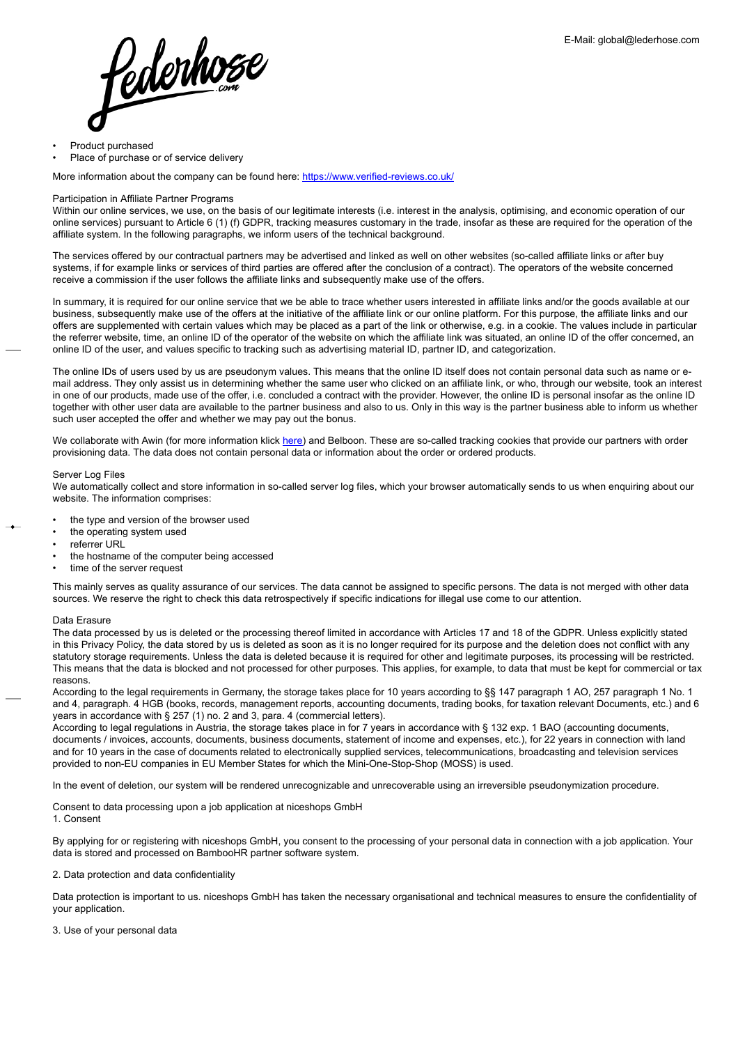- Product purchased
- Place of purchase or of service delivery

More information about the company can be found here: [https://www.verified-reviews.co.uk/](https://www.verified-reviews.co.uk/)

Participation in Affiliate Partner Programs
Within our online services, we use, on the basis of our legitimate interests (i.e. interest in the analysis, optimising, and economic operation of our online services) pursuant to Article 6 (1) (f) GDPR, tracking measures customary in the trade, insofar as these are required for the operation of the affiliate system. In the following paragraphs, we inform users of the technical background.

The services offered by our contractual partners may be advertised and linked as well on other websites (so-called affiliate links or after buy systems, if for example links or services of third parties are offered after the conclusion of a contract). The operators of the website concerned receive a commission if the user follows the affiliate links and subsequently make use of the offers.

In summary, it is required for our online service that we be able to trace whether users interested in affiliate links and/or the goods available at our business, subsequently make use of the offers at the initiative of the affiliate link or our online platform. For this purpose, the affiliate links and our offers are supplemented with certain values which may be placed as a part of the link or otherwise, e.g. in a cookie. The values include in particular the referrer website, time, an online ID of the operator of the website on which the affiliate link was situated, an online ID of the offer concerned, an online ID of the user, and values specific to tracking such as advertising material ID, partner ID, and categorization.

The online IDs of users used by us are pseudonym values. This means that the online ID itself does not contain personal data such as name or e-mail address. They only assist us in determining whether the same user who clicked on an affiliate link, or who, through our website, took an interest in one of our products, made use of the offer, i.e. concluded a contract with the provider. However, the online ID is personal insofar as the online ID together with other user data are available to the partner business and also to us. Only in this way is the partner business able to inform us whether such user accepted the offer and whether we may pay out the bonus.

We collaborate with Awin (for more information klick here) and Belboon. These are so-called tracking cookies that provide our partners with order provisioning data. The data does not contain personal data or information about the order or ordered products.

Server Log Files
We automatically collect and store information in so-called server log files, which your browser automatically sends to us when enquiring about our website. The information comprises:

- the type and version of the browser used
- the operating system used
- referrer URL
- the hostname of the computer being accessed
- time of the server request

This mainly serves as quality assurance of our services. The data cannot be assigned to specific persons. The data is not merged with other data sources. We reserve the right to check this data retrospectively if specific indications for illegal use come to our attention.

Data Erasure
The data processed by us is deleted or the processing thereof limited in accordance with Articles 17 and 18 of the GDPR. Unless explicitly stated in this Privacy Policy, the data stored by us is deleted as soon as it is no longer required for its purpose and the deletion does not conflict with any statutory storage requirements. Unless the data is deleted because it is required for other and legitimate purposes, its processing will be restricted. This means that the data is blocked and not processed for other purposes. This applies, for example, to data that must be kept for commercial or tax reasons.
According to the legal requirements in Germany, the storage takes place for 10 years according to §§ 147 paragraph 1 AO, 257 paragraph 1 No. 1 and 4, paragraph. 4 HGB (books, records, management reports, accounting documents, trading books, for taxation relevant Documents, etc.) and 6 years in accordance with § 257 (1) no. 2 and 3, para. 4 (commercial letters).
According to legal regulations in Austria, the storage takes place in for 7 years in accordance with § 132 exp. 1 BAO (accounting documents, documents / invoices, accounts, documents, business documents, statement of income and expenses, etc.), for 22 years in connection with land and for 10 years in the case of documents related to electronically supplied services, telecommunications, broadcasting and television services provided to non-EU companies in EU Member States for which the Mini-One-Stop-Shop (MOSS) is used.

In the event of deletion, our system will be rendered unrecognizable and unrecoverable using an irreversible pseudonymization procedure.

Consent to data processing upon a job application at niceshops GmbH
1. Consent

By applying for or registering with niceshops GmbH, you consent to the processing of your personal data in connection with a job application. Your data is stored and processed on BambooHR partner software system.

2. Data protection and data confidentiality

Data protection is important to us. niceshops GmbH has taken the necessary organisational and technical measures to ensure the confidentiality of your application.

3. Use of your personal data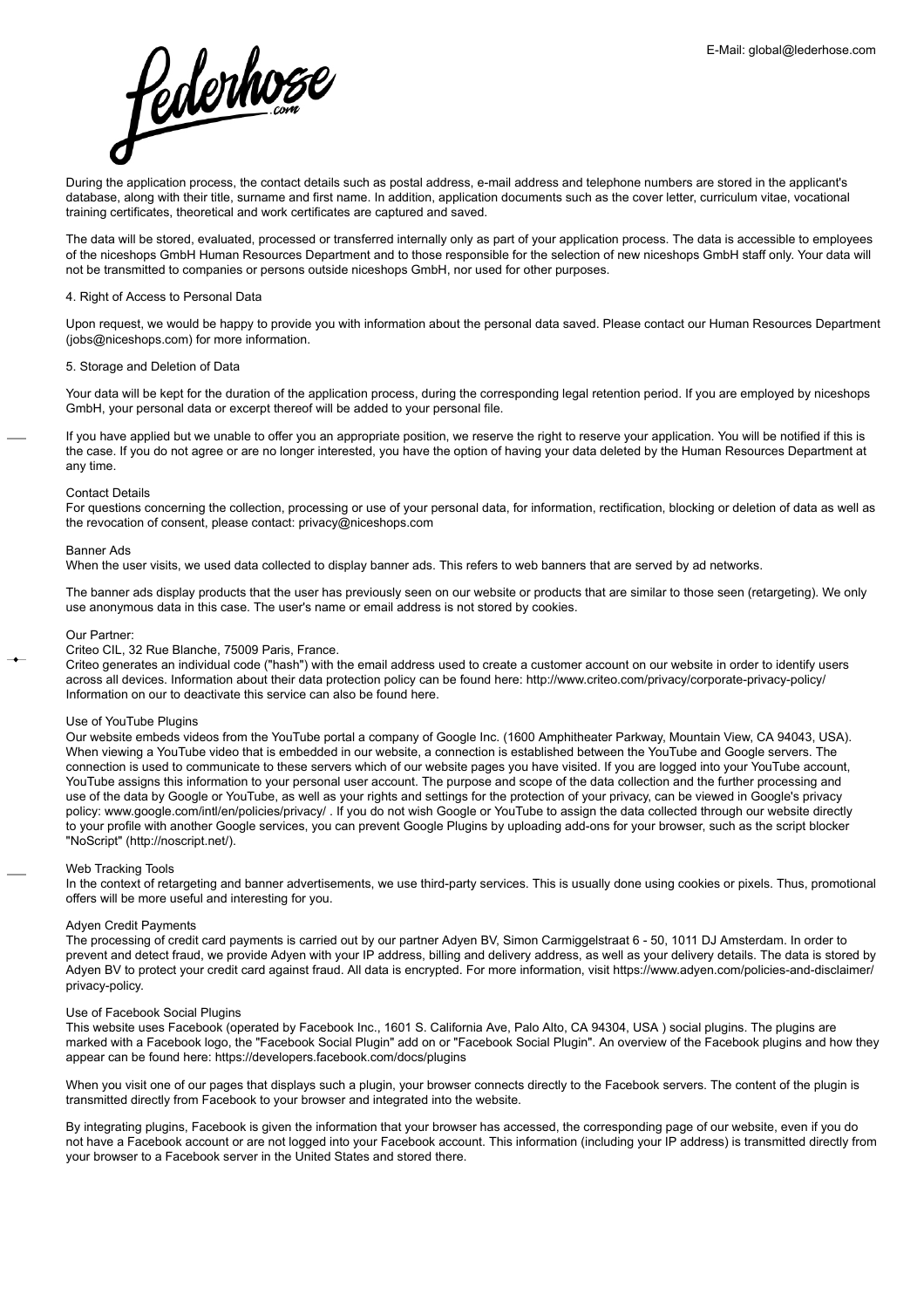During the application process, the contact details such as postal address, e-mail address and telephone numbers are stored in the applicant's database, along with their title, surname and first name. In addition, application documents such as the cover letter, curriculum vitae, vocational training certificates, theoretical and work certificates are captured and saved.

The data will be stored, evaluated, processed or transferred internally only as part of your application process. The data is accessible to employees of the niceshops GmbH Human Resources Department and to those responsible for the selection of new niceshops GmbH staff only. Your data will not be transmitted to companies or persons outside niceshops GmbH, nor used for other purposes.

4. Right of Access to Personal Data

Upon request, we would be happy to provide you with information about the personal data saved. Please contact our Human Resources Department (jobs@niceshops.com) for more information.

5. Storage and Deletion of Data

Your data will be kept for the duration of the application process, during the corresponding legal retention period. If you are employed by niceshops GmbH, your personal data or excerpt thereof will be added to your personal file.

If you have applied but we unable to offer you an appropriate position, we reserve the right to reserve your application. You will be notified if this is the case. If you do not agree or are no longer interested, you have the option of having your data deleted by the Human Resources Department at any time.

Contact Details
For questions concerning the collection, processing or use of your personal data, for information, rectification, blocking or deletion of data as well as the revocation of consent, please contact: privacy@niceshops.com

Banner Ads
When the user visits, we used data collected to display banner ads. This refers to web banners that are served by ad networks.

The banner ads display products that the user has previously seen on our website or products that are similar to those seen (retargeting). We only use anonymous data in this case. The user's name or email address is not stored by cookies.

Our Partner:
Criteo CIL, 32 Rue Blanche, 75009 Paris, France.
Criteo generates an individual code ("hash") with the email address used to create a customer account on our website in order to identify users across all devices. Information about their data protection policy can be found here: http://www.criteo.com/privacy/corporate-privacy-policy/
Information on our to deactivate this service can also be found here.

Use of YouTube Plugins
Our website embeds videos from the YouTube portal a company of Google Inc. (1600 Amphitheater Parkway, Mountain View, CA 94043, USA). When viewing a YouTube video that is embedded in our website, a connection is established between the YouTube and Google servers. The connection is used to communicate to these servers which of our website pages you have visited. If you are logged into your YouTube account, YouTube assigns this information to your personal user account. The purpose and scope of the data collection and the further processing and use of the data by Google or YouTube, as well as your rights and settings for the protection of your privacy, can be viewed in Google's privacy policy: www.google.com/intl/en/policies/privacy/ . If you do not wish Google or YouTube to assign the data collected through our website directly to your profile with another Google services, you can prevent Google Plugins by uploading add-ons for your browser, such as the script blocker "NoScript" (http://noscript.net/).

Web Tracking Tools
In the context of retargeting and banner advertisements, we use third-party services. This is usually done using cookies or pixels. Thus, promotional offers will be more useful and interesting for you.

Adyen Credit Payments
The processing of credit card payments is carried out by our partner Adyen BV, Simon Carmiggelstraat 6 - 50, 1011 DJ Amsterdam. In order to prevent and detect fraud, we provide Adyen with your IP address, billing and delivery address, as well as your delivery details. The data is stored by Adyen BV to protect your credit card against fraud. All data is encrypted. For more information, visit https://www.adyen.com/policies-and-disclaimer/privacy-policy.

Use of Facebook Social Plugins
This website uses Facebook (operated by Facebook Inc., 1601 S. California Ave, Palo Alto, CA 94304, USA ) social plugins. The plugins are marked with a Facebook logo, the "Facebook Social Plugin" add on or "Facebook Social Plugin". An overview of the Facebook plugins and how they appear can be found here: https://developers.facebook.com/docs/plugins

When you visit one of our pages that displays such a plugin, your browser connects directly to the Facebook servers. The content of the plugin is transmitted directly from Facebook to your browser and integrated into the website.

By integrating plugins, Facebook is given the information that your browser has accessed, the corresponding page of our website, even if you do not have a Facebook account or are not logged into your Facebook account. This information (including your IP address) is transmitted directly from your browser to a Facebook server in the United States and stored there.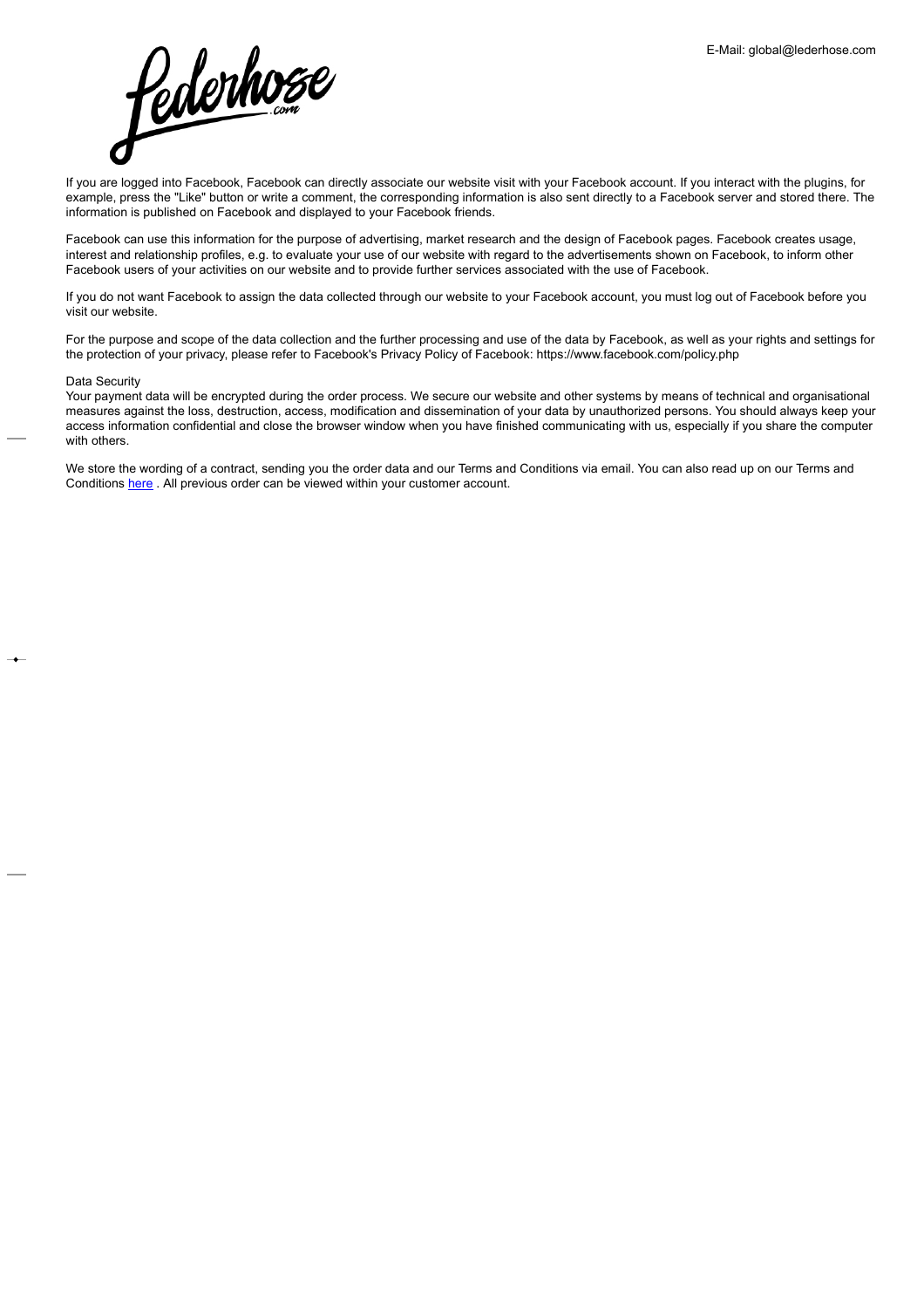If you are logged into Facebook, Facebook can directly associate our website visit with your Facebook account. If you interact with the plugins, for example, press the "Like" button or write a comment, the corresponding information is also sent directly to a Facebook server and stored there. The information is published on Facebook and displayed to your Facebook friends.

Facebook can use this information for the purpose of advertising, market research and the design of Facebook pages. Facebook creates usage, interest and relationship profiles, e.g. to evaluate your use of our website with regard to the advertisements shown on Facebook, to inform other Facebook users of your activities on our website and to provide further services associated with the use of Facebook.

If you do not want Facebook to assign the data collected through our website to your Facebook account, you must log out of Facebook before you visit our website.

For the purpose and scope of the data collection and the further processing and use of the data by Facebook, as well as your rights and settings for the protection of your privacy, please refer to Facebook's Privacy Policy of Facebook: https://www.facebook.com/policy.php

Data Security

Your payment data will be encrypted during the order process. We secure our website and other systems by means of technical and organisational measures against the loss, destruction, access, modification and dissemination of your data by unauthorized persons. You should always keep your access information confidential and close the browser window when you have finished communicating with us, especially if you share the computer with others.

We store the wording of a contract, sending you the order data and our Terms and Conditions via email. You can also read up on our Terms and Conditions here . All previous order can be viewed within your customer account.